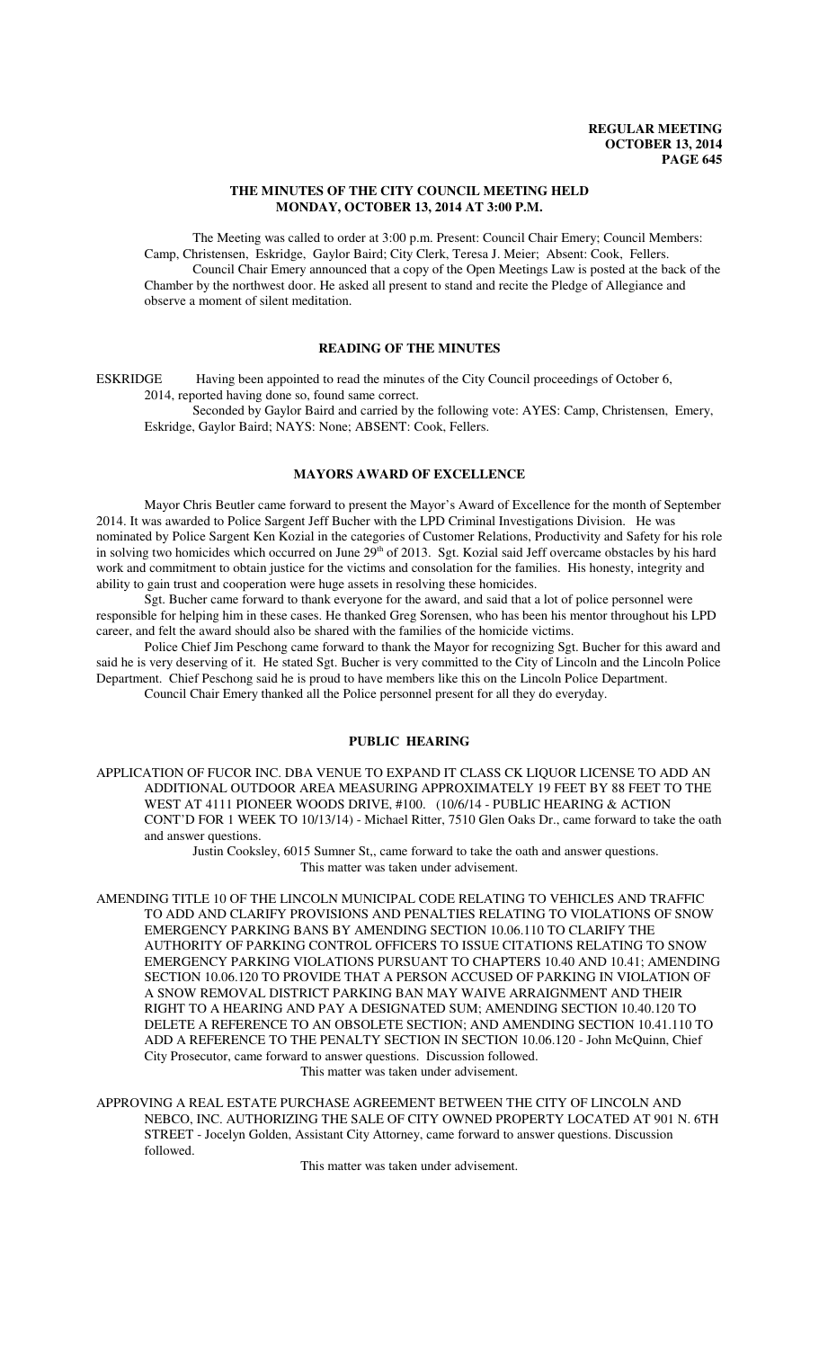# THE MINUTES OF THE CITY COUNCIL MEETING HELD MONDAY, OCTOBER 13, 2014 AT 3:00 P.M.

The Meeting was called to order at 3:00 p.m. Present: Council Chair Emery; Council Members: Camp, Christensen, Eskridge, Gaylor Baird; City Clerk, Teresa J. Meier; Absent: Cook, Fellers.

Council Chair Emery announced that a copy of the Open Meetings Law is posted at the back of the Chamber by the northwest door. He asked all present to stand and recite the Pledge of Allegiance and observe a moment of silent meditation.

## READING OF THE MINUTES

ESKRIDGE Having been appointed to read the minutes of the City Council proceedings of October 6, 2014, reported having done so, found same correct.

Seconded by Gaylor Baird and carried by the following vote: AYES: Camp, Christensen, Emery, Eskridge, Gaylor Baird; NAYS: None; ABSENT: Cook, Fellers.

## MAYORS AWARD OF EXCELLENCE

Mayor Chris Beutler came forward to present the Mayor's Award of Excellence for the month of September 2014. It was awarded to Police Sargent Jeff Bucher with the LPD Criminal Investigations Division. He was nominated by Police Sargent Ken Kozial in the categories of Customer Relations, Productivity and Safety for his role in solving two homicides which occurred on June 29th of 2013. Sgt. Kozial said Jeff overcame obstacles by his hard work and commitment to obtain justice for the victims and consolation for the families. His honesty, integrity and ability to gain trust and cooperation were huge assets in resolving these homicides.

Sgt. Bucher came forward to thank everyone for the award, and said that a lot of police personnel were responsible for helping him in these cases. He thanked Greg Sorensen, who has been his mentor throughout his LPD career, and felt the award should also be shared with the families of the homicide victims.

Police Chief Jim Peschong came forward to thank the Mayor for recognizing Sgt. Bucher for this award and said he is very deserving of it. He stated Sgt. Bucher is very committed to the City of Lincoln and the Lincoln Police Department. Chief Peschong said he is proud to have members like this on the Lincoln Police Department.

Council Chair Emery thanked all the Police personnel present for all they do everyday.

## PUBLIC HEARING

APPLICATION OF FUCOR INC. DBA VENUE TO EXPAND IT CLASS CK LIQUOR LICENSE TO ADD AN ADDITIONAL OUTDOOR AREA MEASURING APPROXIMATELY 19 FEET BY 88 FEET TO THE WEST AT 4111 PIONEER WOODS DRIVE, #100. (10/6/14 - PUBLIC HEARING & ACTION CONT'D FOR 1 WEEK TO 10/13/14) - Michael Ritter, 7510 Glen Oaks Dr., came forward to take the oath and answer questions.

Justin Cooksley, 6015 Sumner St,, came forward to take the oath and answer questions.

This matter was taken under advisement.

AMENDING TITLE 10 OF THE LINCOLN MUNICIPAL CODE RELATING TO VEHICLES AND TRAFFIC TO ADD AND CLARIFY PROVISIONS AND PENALTIES RELATING TO VIOLATIONS OF SNOW EMERGENCY PARKING BANS BY AMENDING SECTION 10.06.110 TO CLARIFY THE AUTHORITY OF PARKING CONTROL OFFICERS TO ISSUE CITATIONS RELATING TO SNOW EMERGENCY PARKING VIOLATIONS PURSUANT TO CHAPTERS 10.40 AND 10.41; AMENDING SECTION 10.06.120 TO PROVIDE THAT A PERSON ACCUSED OF PARKING IN VIOLATION OF A SNOW REMOVAL DISTRICT PARKING BAN MAY WAIVE ARRAIGNMENT AND THEIR RIGHT TO A HEARING AND PAY A DESIGNATED SUM; AMENDING SECTION 10.40.120 TO DELETE A REFERENCE TO AN OBSOLETE SECTION; AND AMENDING SECTION 10.41.110 TO ADD A REFERENCE TO THE PENALTY SECTION IN SECTION 10.06.120 - John McQuinn, Chief City Prosecutor, came forward to answer questions. Discussion followed.

This matter was taken under advisement.

APPROVING A REAL ESTATE PURCHASE AGREEMENT BETWEEN THE CITY OF LINCOLN AND NEBCO, INC. AUTHORIZING THE SALE OF CITY OWNED PROPERTY LOCATED AT 901 N. 6TH STREET - Jocelyn Golden, Assistant City Attorney, came forward to answer questions. Discussion followed.

This matter was taken under advisement.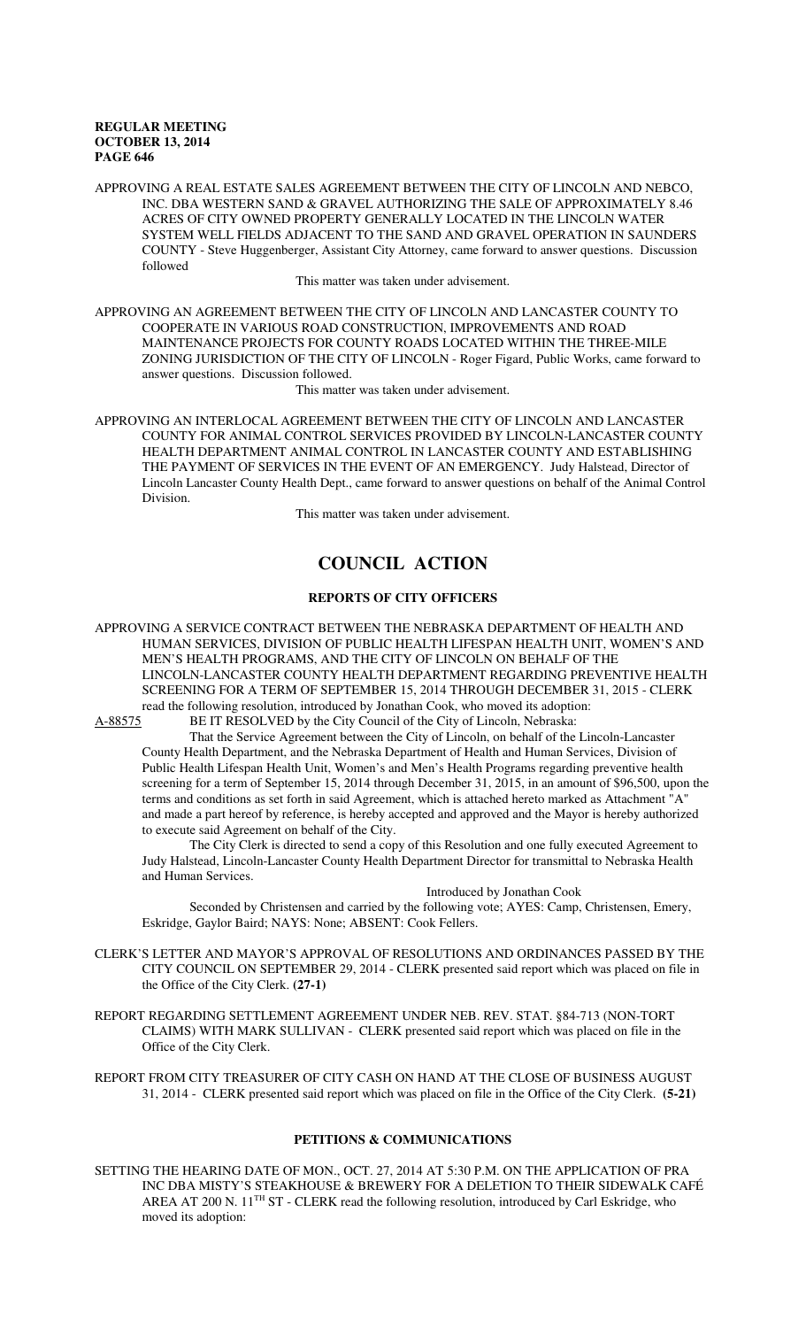APPROVING A REAL ESTATE SALES AGREEMENT BETWEEN THE CITY OF LINCOLN AND NEBCO, INC. DBA WESTERN SAND & GRAVEL AUTHORIZING THE SALE OF APPROXIMATELY 8.46 ACRES OF CITY OWNED PROPERTY GENERALLY LOCATED IN THE LINCOLN WATER SYSTEM WELL FIELDS ADJACENT TO THE SAND AND GRAVEL OPERATION IN SAUNDERS COUNTY - Steve Huggenberger, Assistant City Attorney, came forward to answer questions. Discussion followed

This matter was taken under advisement.

APPROVING AN AGREEMENT BETWEEN THE CITY OF LINCOLN AND LANCASTER COUNTY TO COOPERATE IN VARIOUS ROAD CONSTRUCTION, IMPROVEMENTS AND ROAD MAINTENANCE PROJECTS FOR COUNTY ROADS LOCATED WITHIN THE THREE-MILE ZONING JURISDICTION OF THE CITY OF LINCOLN - Roger Figard, Public Works, came forward to answer questions. Discussion followed.

This matter was taken under advisement.

APPROVING AN INTERLOCAL AGREEMENT BETWEEN THE CITY OF LINCOLN AND LANCASTER COUNTY FOR ANIMAL CONTROL SERVICES PROVIDED BY LINCOLN-LANCASTER COUNTY HEALTH DEPARTMENT ANIMAL CONTROL IN LANCASTER COUNTY AND ESTABLISHING THE PAYMENT OF SERVICES IN THE EVENT OF AN EMERGENCY. Judy Halstead, Director of Lincoln Lancaster County Health Dept., came forward to answer questions on behalf of the Animal Control Division.

This matter was taken under advisement.

# COUNCIL ACTION

## REPORTS OF CITY OFFICERS

APPROVING A SERVICE CONTRACT BETWEEN THE NEBRASKA DEPARTMENT OF HEALTH AND HUMAN SERVICES, DIVISION OF PUBLIC HEALTH LIFESPAN HEALTH UNIT, WOMEN'S AND MEN'S HEALTH PROGRAMS, AND THE CITY OF LINCOLN ON BEHALF OF THE LINCOLN-LANCASTER COUNTY HEALTH DEPARTMENT REGARDING PREVENTIVE HEALTH SCREENING FOR A TERM OF SEPTEMBER 15, 2014 THROUGH DECEMBER 31, 2015 - CLERK read the following resolution, introduced by Jonathan Cook, who moved its adoption:

A-88575 BE IT RESOLVED by the City Council of the City of Lincoln, Nebraska:

That the Service Agreement between the City of Lincoln, on behalf of the Lincoln-Lancaster County Health Department, and the Nebraska Department of Health and Human Services, Division of Public Health Lifespan Health Unit, Women's and Men's Health Programs regarding preventive health screening for a term of September 15, 2014 through December 31, 2015, in an amount of $96,500, upon the terms and conditions as set forth in said Agreement, which is attached hereto marked as Attachment "A" and made a part hereof by reference, is hereby accepted and approved and the Mayor is hereby authorized to execute said Agreement on behalf of the City.

The City Clerk is directed to send a copy of this Resolution and one fully executed Agreement to Judy Halstead, Lincoln-Lancaster County Health Department Director for transmittal to Nebraska Health and Human Services.

Introduced by Jonathan Cook

Seconded by Christensen and carried by the following vote; AYES: Camp, Christensen, Emery, Eskridge, Gaylor Baird; NAYS: None; ABSENT: Cook Fellers.

CLERK'S LETTER AND MAYOR'S APPROVAL OF RESOLUTIONS AND ORDINANCES PASSED BY THE CITY COUNCIL ON SEPTEMBER 29, 2014 - CLERK presented said report which was placed on file in the Office of the City Clerk. **(27-1)**

REPORT REGARDING SETTLEMENT AGREEMENT UNDER NEB. REV. STAT. §84-713 (NON-TORT CLAIMS) WITH MARK SULLIVAN - CLERK presented said report which was placed on file in the Office of the City Clerk.

REPORT FROM CITY TREASURER OF CITY CASH ON HAND AT THE CLOSE OF BUSINESS AUGUST 31, 2014 - CLERK presented said report which was placed on file in the Office of the City Clerk. **(5-21)**

## PETITIONS & COMMUNICATIONS

SETTING THE HEARING DATE OF MON., OCT. 27, 2014 AT 5:30 P.M. ON THE APPLICATION OF PRA INC DBA MISTY'S STEAKHOUSE & BREWERY FOR A DELETION TO THEIR SIDEWALK CAFÉ AREA AT 200 N. 11TH ST - CLERK read the following resolution, introduced by Carl Eskridge, who moved its adoption: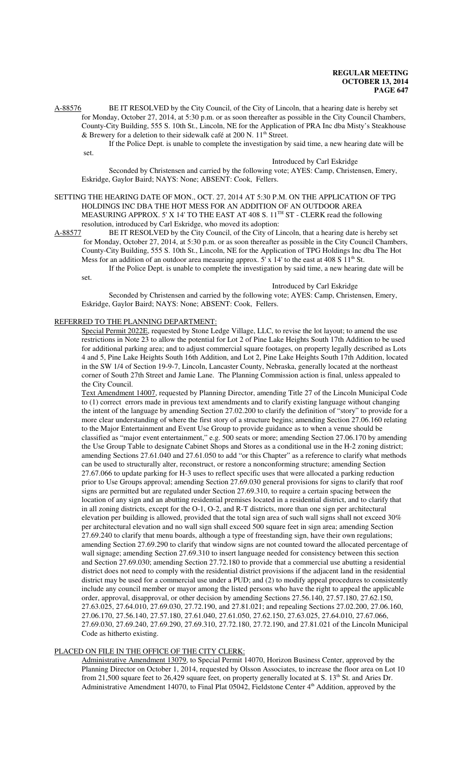A-88576 BE IT RESOLVED by the City Council, of the City of Lincoln, that a hearing date is hereby set for Monday, October 27, 2014, at 5:30 p.m. or as soon thereafter as possible in the City Council Chambers, County-City Building, 555 S. 10th St., Lincoln, NE for the Application of PRA Inc dba Misty's Steakhouse & Brewery for a deletion to their sidewalk café at 200 N. 11th Street.

If the Police Dept. is unable to complete the investigation by said time, a new hearing date will be set.

Introduced by Carl Eskridge

Seconded by Christensen and carried by the following vote; AYES: Camp, Christensen, Emery, Eskridge, Gaylor Baird; NAYS: None; ABSENT: Cook, Fellers.

SETTING THE HEARING DATE OF MON., OCT. 27, 2014 AT 5:30 P.M. ON THE APPLICATION OF TPG HOLDINGS INC DBA THE HOT MESS FOR AN ADDITION OF AN OUTDOOR AREA MEASURING APPROX. 5' X 14' TO THE EAST AT 408 S. 11TH ST - CLERK read the following resolution, introduced by Carl Eskridge, who moved its adoption:

A-88577 BE IT RESOLVED by the City Council, of the City of Lincoln, that a hearing date is hereby set for Monday, October 27, 2014, at 5:30 p.m. or as soon thereafter as possible in the City Council Chambers, County-City Building, 555 S. 10th St., Lincoln, NE for the Application of TPG Holdings Inc dba The Hot Mess for an addition of an outdoor area measuring approx. 5' x 14' to the east at 408 S 11th St.

If the Police Dept. is unable to complete the investigation by said time, a new hearing date will be set.

Introduced by Carl Eskridge

Seconded by Christensen and carried by the following vote; AYES: Camp, Christensen, Emery, Eskridge, Gaylor Baird; NAYS: None; ABSENT: Cook, Fellers.

REFERRED TO THE PLANNING DEPARTMENT:

Special Permit 2022E, requested by Stone Ledge Village, LLC, to revise the lot layout; to amend the use restrictions in Note 23 to allow the potential for Lot 2 of Pine Lake Heights South 17th Addition to be used for additional parking area; and to adjust commercial square footages, on property legally described as Lots 4 and 5, Pine Lake Heights South 16th Addition, and Lot 2, Pine Lake Heights South 17th Addition, located in the SW 1/4 of Section 19-9-7, Lincoln, Lancaster County, Nebraska, generally located at the northeast corner of South 27th Street and Jamie Lane. The Planning Commission action is final, unless appealed to the City Council.

Text Amendment 14007, requested by Planning Director, amending Title 27 of the Lincoln Municipal Code to (1) correct errors made in previous text amendments and to clarify existing language without changing the intent of the language by amending Section 27.02.200 to clarify the definition of "story" to provide for a more clear understanding of where the first story of a structure begins; amending Section 27.06.160 relating to the Major Entertainment and Event Use Group to provide guidance as to when a venue should be classified as "major event entertainment," e.g. 500 seats or more; amending Section 27.06.170 by amending the Use Group Table to designate Cabinet Shops and Stores as a conditional use in the H-2 zoning district; amending Sections 27.61.040 and 27.61.050 to add "or this Chapter" as a reference to clarify what methods can be used to structurally alter, reconstruct, or restore a nonconforming structure; amending Section 27.67.066 to update parking for H-3 uses to reflect specific uses that were allocated a parking reduction prior to Use Groups approval; amending Section 27.69.030 general provisions for signs to clarify that roof signs are permitted but are regulated under Section 27.69.310, to require a certain spacing between the location of any sign and an abutting residential premises located in a residential district, and to clarify that in all zoning districts, except for the O-1, O-2, and R-T districts, more than one sign per architectural elevation per building is allowed, provided that the total sign area of such wall signs shall not exceed 30% per architectural elevation and no wall sign shall exceed 500 square feet in sign area; amending Section 27.69.240 to clarify that menu boards, although a type of freestanding sign, have their own regulations; amending Section 27.69.290 to clarify that window signs are not counted toward the allocated percentage of wall signage; amending Section 27.69.310 to insert language needed for consistency between this section and Section 27.69.030; amending Section 27.72.180 to provide that a commercial use abutting a residential district does not need to comply with the residential district provisions if the adjacent land in the residential district may be used for a commercial use under a PUD; and (2) to modify appeal procedures to consistently include any council member or mayor among the listed persons who have the right to appeal the applicable order, approval, disapproval, or other decision by amending Sections 27.56.140, 27.57.180, 27.62.150, 27.63.025, 27.64.010, 27.69.030, 27.72.190, and 27.81.021; and repealing Sections 27.02.200, 27.06.160, 27.06.170, 27.56.140, 27.57.180, 27.61.040, 27.61.050, 27.62.150, 27.63.025, 27.64.010, 27.67.066, 27.69.030, 27.69.240, 27.69.290, 27.69.310, 27.72.180, 27.72.190, and 27.81.021 of the Lincoln Municipal Code as hitherto existing.

PLACED ON FILE IN THE OFFICE OF THE CITY CLERK:

Administrative Amendment 13079, to Special Permit 14070, Horizon Business Center, approved by the Planning Director on October 1, 2014, requested by Olsson Associates, to increase the floor area on Lot 10 from 21,500 square feet to 26,429 square feet, on property generally located at S. 13th St. and Aries Dr.

Administrative Amendment 14070, to Final Plat 05042, Fieldstone Center 4th Addition, approved by the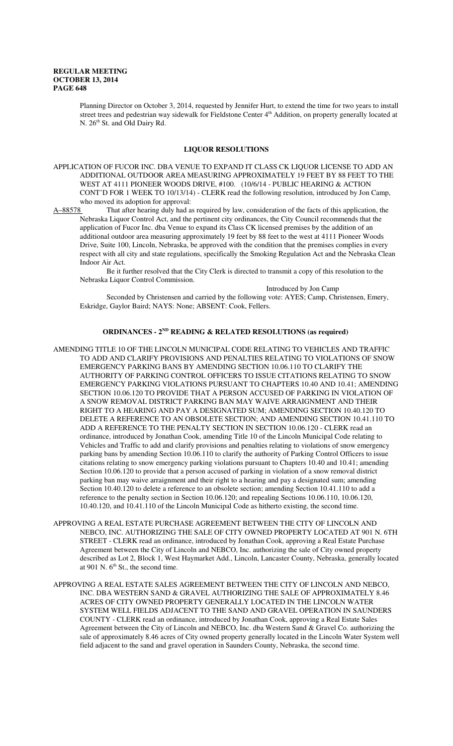Planning Director on October 3, 2014, requested by Jennifer Hurt, to extend the time for two years to install street trees and pedestrian way sidewalk for Fieldstone Center 4th Addition, on property generally located at N. 26th St. and Old Dairy Rd.

## LIQUOR RESOLUTIONS

APPLICATION OF FUCOR INC. DBA VENUE TO EXPAND IT CLASS CK LIQUOR LICENSE TO ADD AN ADDITIONAL OUTDOOR AREA MEASURING APPROXIMATELY 19 FEET BY 88 FEET TO THE WEST AT 4111 PIONEER WOODS DRIVE, #100. (10/6/14 - PUBLIC HEARING & ACTION CONT'D FOR 1 WEEK TO 10/13/14) - CLERK read the following resolution, introduced by Jon Camp, who moved its adoption for approval:

A-88578 That after hearing duly had as required by law, consideration of the facts of this application, the Nebraska Liquor Control Act, and the pertinent city ordinances, the City Council recommends that the application of Fucor Inc. dba Venue to expand its Class CK licensed premises by the addition of an additional outdoor area measuring approximately 19 feet by 88 feet to the west at 4111 Pioneer Woods Drive, Suite 100, Lincoln, Nebraska, be approved with the condition that the premises complies in every respect with all city and state regulations, specifically the Smoking Regulation Act and the Nebraska Clean Indoor Air Act.

Be it further resolved that the City Clerk is directed to transmit a copy of this resolution to the Nebraska Liquor Control Commission.

Introduced by Jon Camp

Seconded by Christensen and carried by the following vote: AYES; Camp, Christensen, Emery, Eskridge, Gaylor Baird; NAYS: None; ABSENT: Cook, Fellers.

## ORDINANCES - 2ND READING & RELATED RESOLUTIONS (as required)

AMENDING TITLE 10 OF THE LINCOLN MUNICIPAL CODE RELATING TO VEHICLES AND TRAFFIC TO ADD AND CLARIFY PROVISIONS AND PENALTIES RELATING TO VIOLATIONS OF SNOW EMERGENCY PARKING BANS BY AMENDING SECTION 10.06.110 TO CLARIFY THE AUTHORITY OF PARKING CONTROL OFFICERS TO ISSUE CITATIONS RELATING TO SNOW EMERGENCY PARKING VIOLATIONS PURSUANT TO CHAPTERS 10.40 AND 10.41; AMENDING SECTION 10.06.120 TO PROVIDE THAT A PERSON ACCUSED OF PARKING IN VIOLATION OF A SNOW REMOVAL DISTRICT PARKING BAN MAY WAIVE ARRAIGNMENT AND THEIR RIGHT TO A HEARING AND PAY A DESIGNATED SUM; AMENDING SECTION 10.40.120 TO DELETE A REFERENCE TO AN OBSOLETE SECTION; AND AMENDING SECTION 10.41.110 TO ADD A REFERENCE TO THE PENALTY SECTION IN SECTION 10.06.120 - CLERK read an ordinance, introduced by Jonathan Cook, amending Title 10 of the Lincoln Municipal Code relating to Vehicles and Traffic to add and clarify provisions and penalties relating to violations of snow emergency parking bans by amending Section 10.06.110 to clarify the authority of Parking Control Officers to issue citations relating to snow emergency parking violations pursuant to Chapters 10.40 and 10.41; amending Section 10.06.120 to provide that a person accused of parking in violation of a snow removal district parking ban may waive arraignment and their right to a hearing and pay a designated sum; amending Section 10.40.120 to delete a reference to an obsolete section; amending Section 10.41.110 to add a reference to the penalty section in Section 10.06.120; and repealing Sections 10.06.110, 10.06.120, 10.40.120, and 10.41.110 of the Lincoln Municipal Code as hitherto existing, the second time.

APPROVING A REAL ESTATE PURCHASE AGREEMENT BETWEEN THE CITY OF LINCOLN AND NEBCO, INC. AUTHORIZING THE SALE OF CITY OWNED PROPERTY LOCATED AT 901 N. 6TH STREET - CLERK read an ordinance, introduced by Jonathan Cook, approving a Real Estate Purchase Agreement between the City of Lincoln and NEBCO, Inc. authorizing the sale of City owned property described as Lot 2, Block 1, West Haymarket Add., Lincoln, Lancaster County, Nebraska, generally located at 901 N. 6th St., the second time.

APPROVING A REAL ESTATE SALES AGREEMENT BETWEEN THE CITY OF LINCOLN AND NEBCO, INC. DBA WESTERN SAND & GRAVEL AUTHORIZING THE SALE OF APPROXIMATELY 8.46 ACRES OF CITY OWNED PROPERTY GENERALLY LOCATED IN THE LINCOLN WATER SYSTEM WELL FIELDS ADJACENT TO THE SAND AND GRAVEL OPERATION IN SAUNDERS COUNTY - CLERK read an ordinance, introduced by Jonathan Cook, approving a Real Estate Sales Agreement between the City of Lincoln and NEBCO, Inc. dba Western Sand & Gravel Co. authorizing the sale of approximately 8.46 acres of City owned property generally located in the Lincoln Water System well field adjacent to the sand and gravel operation in Saunders County, Nebraska, the second time.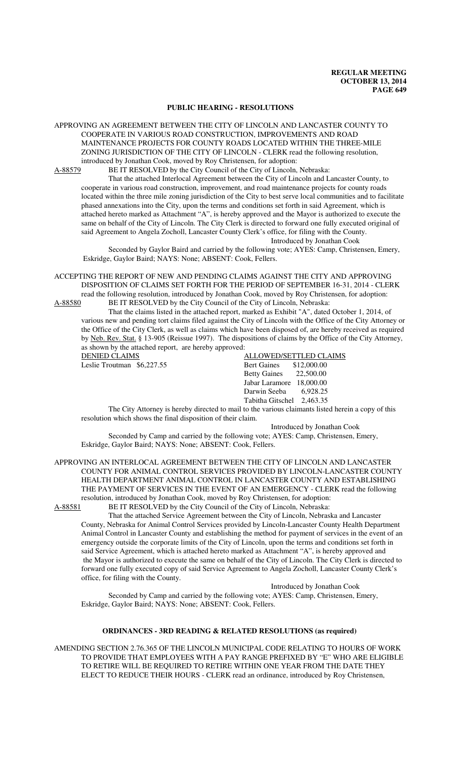## PUBLIC HEARING - RESOLUTIONS

APPROVING AN AGREEMENT BETWEEN THE CITY OF LINCOLN AND LANCASTER COUNTY TO COOPERATE IN VARIOUS ROAD CONSTRUCTION, IMPROVEMENTS AND ROAD MAINTENANCE PROJECTS FOR COUNTY ROADS LOCATED WITHIN THE THREE-MILE ZONING JURISDICTION OF THE CITY OF LINCOLN - CLERK read the following resolution, introduced by Jonathan Cook, moved by Roy Christensen, for adoption:

A-88579 BE IT RESOLVED by the City Council of the City of Lincoln, Nebraska:

That the attached Interlocal Agreement between the City of Lincoln and Lancaster County, to cooperate in various road construction, improvement, and road maintenance projects for county roads located within the three mile zoning jurisdiction of the City to best serve local communities and to facilitate phased annexations into the City, upon the terms and conditions set forth in said Agreement, which is attached hereto marked as Attachment "A", is hereby approved and the Mayor is authorized to execute the same on behalf of the City of Lincoln. The City Clerk is directed to forward one fully executed original of said Agreement to Angela Zocholl, Lancaster County Clerk's office, for filing with the County.

Introduced by Jonathan Cook

Seconded by Gaylor Baird and carried by the following vote; AYES: Camp, Christensen, Emery, Eskridge, Gaylor Baird; NAYS: None; ABSENT: Cook, Fellers.

ACCEPTING THE REPORT OF NEW AND PENDING CLAIMS AGAINST THE CITY AND APPROVING DISPOSITION OF CLAIMS SET FORTH FOR THE PERIOD OF SEPTEMBER 16-31, 2014 - CLERK read the following resolution, introduced by Jonathan Cook, moved by Roy Christensen, for adoption:

A-88580 BE IT RESOLVED by the City Council of the City of Lincoln, Nebraska:

That the claims listed in the attached report, marked as Exhibit "A", dated October 1, 2014, of various new and pending tort claims filed against the City of Lincoln with the Office of the City Attorney or the Office of the City Clerk, as well as claims which have been disposed of, are hereby received as required by Neb. Rev. Stat. § 13-905 (Reissue 1997). The dispositions of claims by the Office of the City Attorney, as shown by the attached report, are hereby approved:

| DENIED CLAIMS | | ALLOWED/SETTLED CLAIMS | |
|---|---|---|---|
| Leslie Troutman | $6,227.55 | Bert Gaines | $12,000.00 |
| | | Betty Gaines | 22,500.00 |
| | | Jabar Laramore | 18,000.00 |
| | | Darwin Seeba | 6,928.25 |
| | | Tabitha Gitschel | 2,463.35 |

The City Attorney is hereby directed to mail to the various claimants listed herein a copy of this resolution which shows the final disposition of their claim.

Introduced by Jonathan Cook

Seconded by Camp and carried by the following vote; AYES: Camp, Christensen, Emery, Eskridge, Gaylor Baird; NAYS: None; ABSENT: Cook, Fellers.

APPROVING AN INTERLOCAL AGREEMENT BETWEEN THE CITY OF LINCOLN AND LANCASTER COUNTY FOR ANIMAL CONTROL SERVICES PROVIDED BY LINCOLN-LANCASTER COUNTY HEALTH DEPARTMENT ANIMAL CONTROL IN LANCASTER COUNTY AND ESTABLISHING THE PAYMENT OF SERVICES IN THE EVENT OF AN EMERGENCY - CLERK read the following resolution, introduced by Jonathan Cook, moved by Roy Christensen, for adoption:

A-88581 BE IT RESOLVED by the City Council of the City of Lincoln, Nebraska:

That the attached Service Agreement between the City of Lincoln, Nebraska and Lancaster County, Nebraska for Animal Control Services provided by Lincoln-Lancaster County Health Department Animal Control in Lancaster County and establishing the method for payment of services in the event of an emergency outside the corporate limits of the City of Lincoln, upon the terms and conditions set forth in said Service Agreement, which is attached hereto marked as Attachment "A", is hereby approved and the Mayor is authorized to execute the same on behalf of the City of Lincoln. The City Clerk is directed to forward one fully executed copy of said Service Agreement to Angela Zocholl, Lancaster County Clerk's office, for filing with the County.

Introduced by Jonathan Cook

Seconded by Camp and carried by the following vote; AYES: Camp, Christensen, Emery, Eskridge, Gaylor Baird; NAYS: None; ABSENT: Cook, Fellers.

## ORDINANCES - 3RD READING & RELATED RESOLUTIONS (as required)

AMENDING SECTION 2.76.365 OF THE LINCOLN MUNICIPAL CODE RELATING TO HOURS OF WORK TO PROVIDE THAT EMPLOYEES WITH A PAY RANGE PREFIXED BY "E" WHO ARE ELIGIBLE TO RETIRE WILL BE REQUIRED TO RETIRE WITHIN ONE YEAR FROM THE DATE THEY ELECT TO REDUCE THEIR HOURS - CLERK read an ordinance, introduced by Roy Christensen,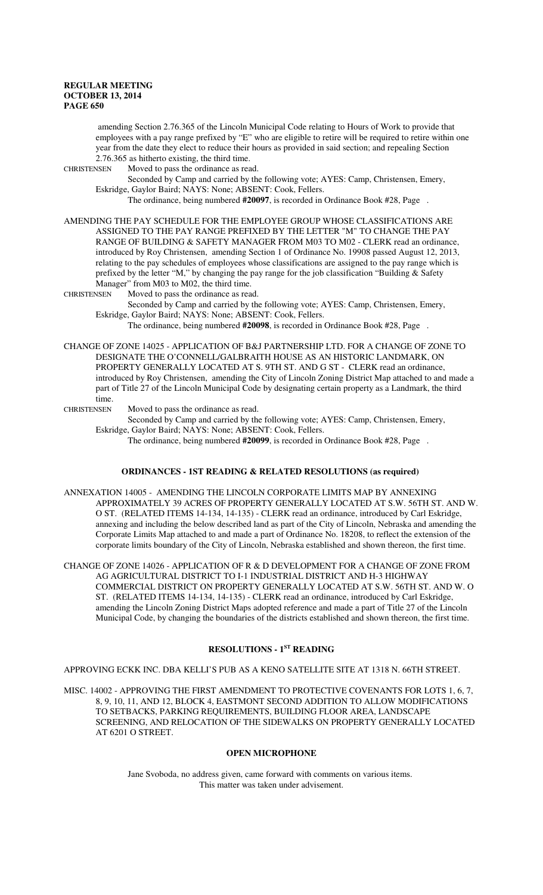amending Section 2.76.365 of the Lincoln Municipal Code relating to Hours of Work to provide that employees with a pay range prefixed by "E" who are eligible to retire will be required to retire within one year from the date they elect to reduce their hours as provided in said section; and repealing Section 2.76.365 as hitherto existing, the third time.

CHRISTENSEN Moved to pass the ordinance as read.

Seconded by Camp and carried by the following vote; AYES: Camp, Christensen, Emery, Eskridge, Gaylor Baird; NAYS: None; ABSENT: Cook, Fellers.

The ordinance, being numbered **#20097**, is recorded in Ordinance Book #28, Page .

AMENDING THE PAY SCHEDULE FOR THE EMPLOYEE GROUP WHOSE CLASSIFICATIONS ARE ASSIGNED TO THE PAY RANGE PREFIXED BY THE LETTER "M" TO CHANGE THE PAY RANGE OF BUILDING & SAFETY MANAGER FROM M03 TO M02 - CLERK read an ordinance, introduced by Roy Christensen, amending Section 1 of Ordinance No. 19908 passed August 12, 2013, relating to the pay schedules of employees whose classifications are assigned to the pay range which is prefixed by the letter "M," by changing the pay range for the job classification "Building & Safety Manager" from M03 to M02, the third time.

CHRISTENSEN Moved to pass the ordinance as read.

Seconded by Camp and carried by the following vote; AYES: Camp, Christensen, Emery, Eskridge, Gaylor Baird; NAYS: None; ABSENT: Cook, Fellers.

The ordinance, being numbered **#20098**, is recorded in Ordinance Book #28, Page .

CHANGE OF ZONE 14025 - APPLICATION OF B&J PARTNERSHIP LTD. FOR A CHANGE OF ZONE TO DESIGNATE THE O'CONNELL/GALBRAITH HOUSE AS AN HISTORIC LANDMARK, ON PROPERTY GENERALLY LOCATED AT S. 9TH ST. AND G ST - CLERK read an ordinance, introduced by Roy Christensen, amending the City of Lincoln Zoning District Map attached to and made a part of Title 27 of the Lincoln Municipal Code by designating certain property as a Landmark, the third time.

CHRISTENSEN Moved to pass the ordinance as read.

Seconded by Camp and carried by the following vote; AYES: Camp, Christensen, Emery, Eskridge, Gaylor Baird; NAYS: None; ABSENT: Cook, Fellers.

The ordinance, being numbered **#20099**, is recorded in Ordinance Book #28, Page .

## ORDINANCES - 1ST READING & RELATED RESOLUTIONS (as required)

ANNEXATION 14005 - AMENDING THE LINCOLN CORPORATE LIMITS MAP BY ANNEXING APPROXIMATELY 39 ACRES OF PROPERTY GENERALLY LOCATED AT S.W. 56TH ST. AND W. O ST. (RELATED ITEMS 14-134, 14-135) - CLERK read an ordinance, introduced by Carl Eskridge, annexing and including the below described land as part of the City of Lincoln, Nebraska and amending the Corporate Limits Map attached to and made a part of Ordinance No. 18208, to reflect the extension of the corporate limits boundary of the City of Lincoln, Nebraska established and shown thereon, the first time.

CHANGE OF ZONE 14026 - APPLICATION OF R & D DEVELOPMENT FOR A CHANGE OF ZONE FROM AG AGRICULTURAL DISTRICT TO I-1 INDUSTRIAL DISTRICT AND H-3 HIGHWAY COMMERCIAL DISTRICT ON PROPERTY GENERALLY LOCATED AT S.W. 56TH ST. AND W. O ST. (RELATED ITEMS 14-134, 14-135) - CLERK read an ordinance, introduced by Carl Eskridge, amending the Lincoln Zoning District Maps adopted reference and made a part of Title 27 of the Lincoln Municipal Code, by changing the boundaries of the districts established and shown thereon, the first time.

## RESOLUTIONS - 1ST READING

APPROVING ECKK INC. DBA KELLI'S PUB AS A KENO SATELLITE SITE AT 1318 N. 66TH STREET.

MISC. 14002 - APPROVING THE FIRST AMENDMENT TO PROTECTIVE COVENANTS FOR LOTS 1, 6, 7, 8, 9, 10, 11, AND 12, BLOCK 4, EASTMONT SECOND ADDITION TO ALLOW MODIFICATIONS TO SETBACKS, PARKING REQUIREMENTS, BUILDING FLOOR AREA, LANDSCAPE SCREENING, AND RELOCATION OF THE SIDEWALKS ON PROPERTY GENERALLY LOCATED AT 6201 O STREET.

## OPEN MICROPHONE

Jane Svoboda, no address given, came forward with comments on various items.
This matter was taken under advisement.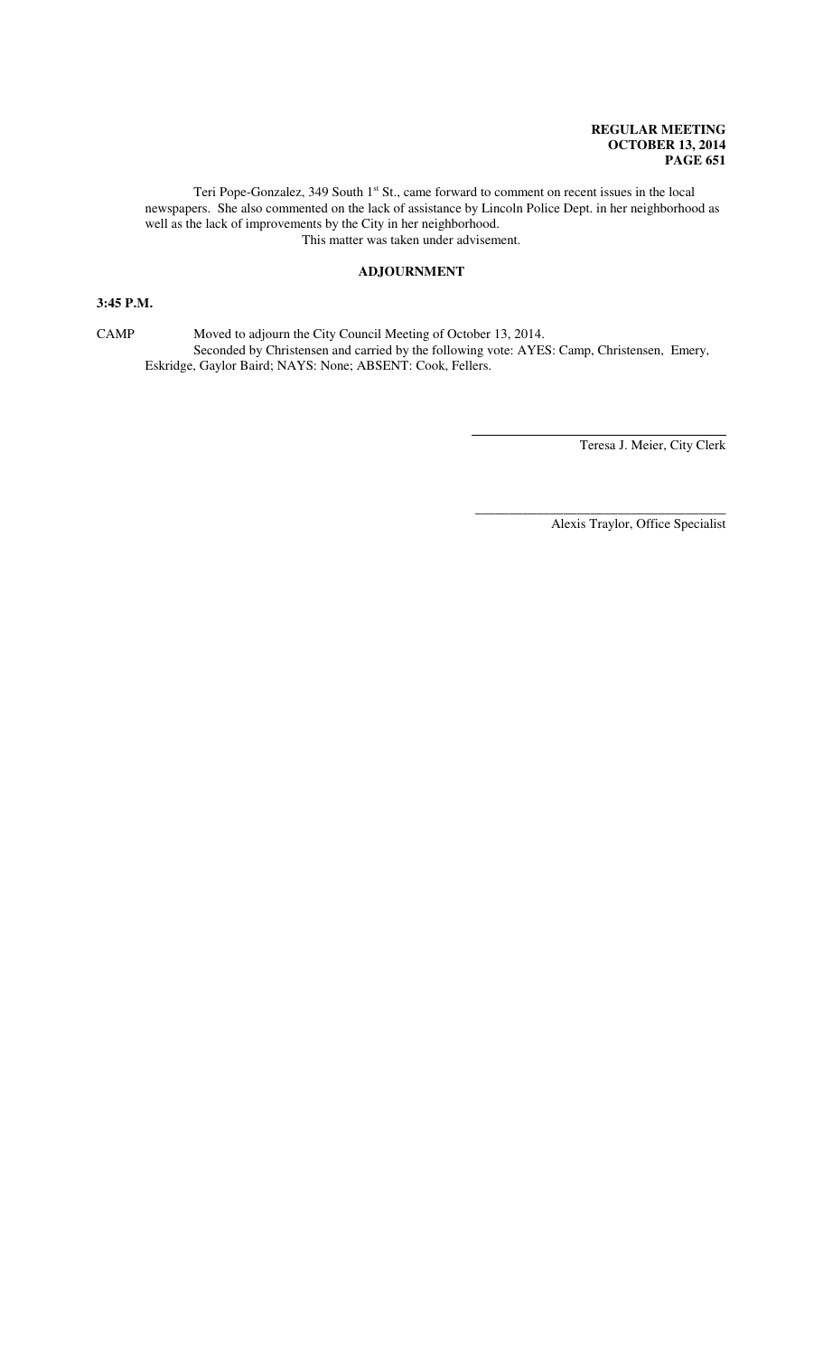Teri Pope-Gonzalez, 349 South 1st St., came forward to comment on recent issues in the local newspapers. She also commented on the lack of assistance by Lincoln Police Dept. in her neighborhood as well as the lack of improvements by the City in her neighborhood.

This matter was taken under advisement.

## ADJOURNMENT

**3:45 P.M.**

CAMP Moved to adjourn the City Council Meeting of October 13, 2014.

Seconded by Christensen and carried by the following vote: AYES: Camp, Christensen, Emery, Eskridge, Gaylor Baird; NAYS: None; ABSENT: Cook, Fellers.

Teresa J. Meier, City Clerk

Alexis Traylor, Office Specialist